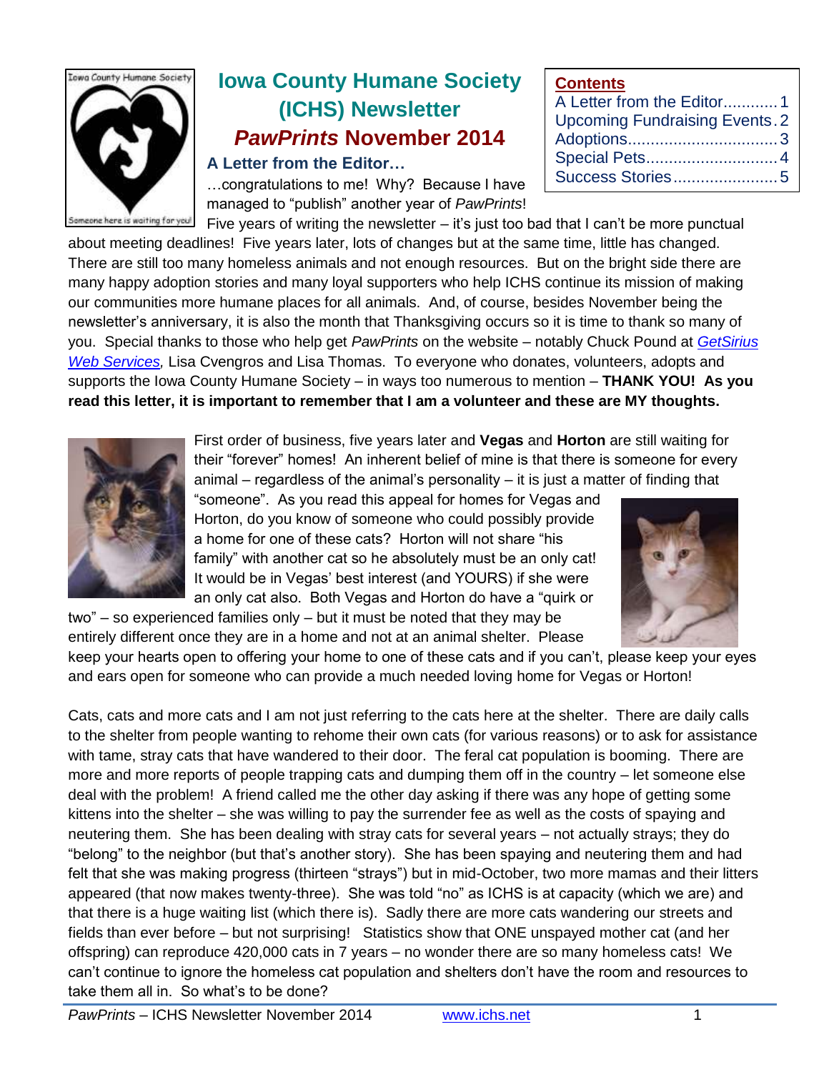# Iowa County Humane Society (ICHS) Newsletter

## *PawPrints* November 2014

**Contents**

- A Letter from the Editor............1
- Upcoming Fundraising Events.2
- Adoptions................................3
- Special Pets............................4
- Success Stories.......................5

### A Letter from the Editor…

…congratulations to me! Why? Because I have managed to "publish" another year of *PawPrints*! Five years of writing the newsletter – it's just too bad that I can't be more punctual about meeting deadlines! Five years later, lots of changes but at the same time, little has changed. There are still too many homeless animals and not enough resources. But on the bright side there are many happy adoption stories and many loyal supporters who help ICHS continue its mission of making our communities more humane places for all animals. And, of course, besides November being the newsletter's anniversary, it is also the month that Thanksgiving occurs so it is time to thank so many of you. Special thanks to those who help get *PawPrints* on the website – notably Chuck Pound at *GetSirius Web Services,* Lisa Cvengros and Lisa Thomas. To everyone who donates, volunteers, adopts and supports the Iowa County Humane Society – in ways too numerous to mention – **THANK YOU! As you read this letter, it is important to remember that I am a volunteer and these are MY thoughts.**

First order of business, five years later and **Vegas** and **Horton** are still waiting for their "forever" homes! An inherent belief of mine is that there is someone for every animal – regardless of the animal's personality – it is just a matter of finding that "someone". As you read this appeal for homes for Vegas and Horton, do you know of someone who could possibly provide a home for one of these cats? Horton will not share "his family" with another cat so he absolutely must be an only cat! It would be in Vegas' best interest (and YOURS) if she were an only cat also. Both Vegas and Horton do have a "quirk or two" – so experienced families only – but it must be noted that they may be entirely different once they are in a home and not at an animal shelter. Please keep your hearts open to offering your home to one of these cats and if you can't, please keep your eyes and ears open for someone who can provide a much needed loving home for Vegas or Horton!

Cats, cats and more cats and I am not just referring to the cats here at the shelter. There are daily calls to the shelter from people wanting to rehome their own cats (for various reasons) or to ask for assistance with tame, stray cats that have wandered to their door. The feral cat population is booming. There are more and more reports of people trapping cats and dumping them off in the country – let someone else deal with the problem! A friend called me the other day asking if there was any hope of getting some kittens into the shelter – she was willing to pay the surrender fee as well as the costs of spaying and neutering them. She has been dealing with stray cats for several years – not actually strays; they do "belong" to the neighbor (but that's another story). She has been spaying and neutering them and had felt that she was making progress (thirteen "strays") but in mid-October, two more mamas and their litters appeared (that now makes twenty-three). She was told "no" as ICHS is at capacity (which we are) and that there is a huge waiting list (which there is). Sadly there are more cats wandering our streets and fields than ever before – but not surprising! Statistics show that ONE unspayed mother cat (and her offspring) can reproduce 420,000 cats in 7 years – no wonder there are so many homeless cats! We can't continue to ignore the homeless cat population and shelters don't have the room and resources to take them all in. So what's to be done?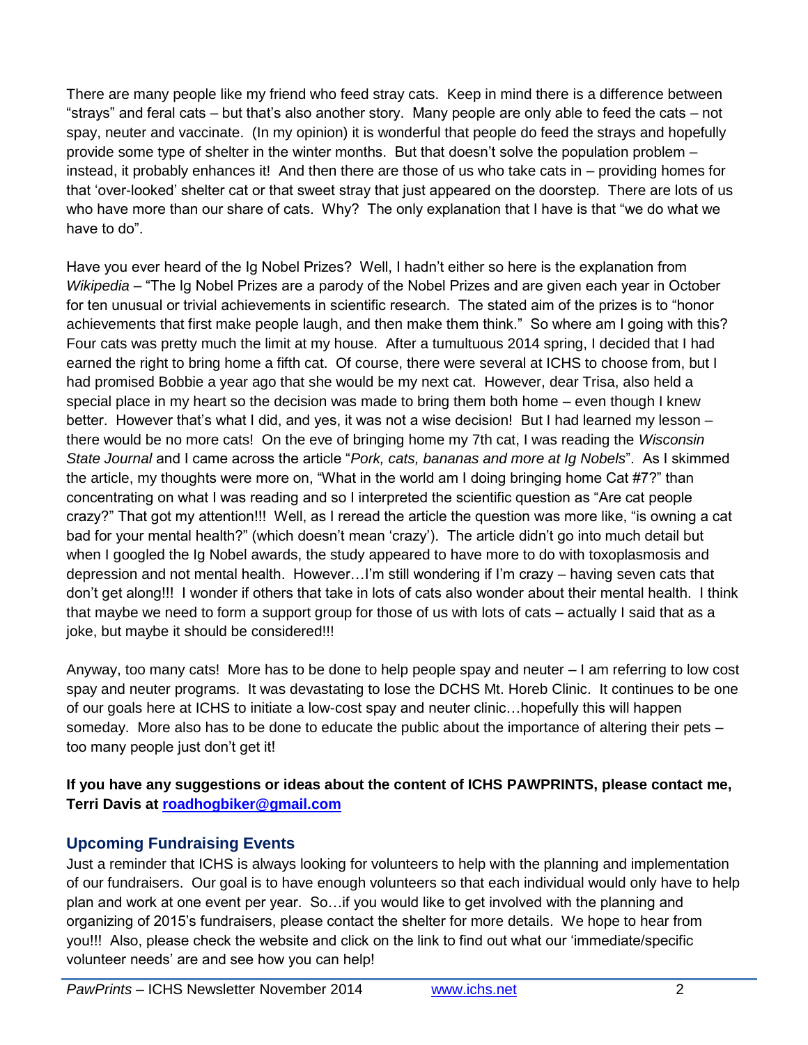There are many people like my friend who feed stray cats. Keep in mind there is a difference between "strays" and feral cats – but that's also another story. Many people are only able to feed the cats – not spay, neuter and vaccinate. (In my opinion) it is wonderful that people do feed the strays and hopefully provide some type of shelter in the winter months. But that doesn't solve the population problem – instead, it probably enhances it! And then there are those of us who take cats in – providing homes for that 'over-looked' shelter cat or that sweet stray that just appeared on the doorstep. There are lots of us who have more than our share of cats. Why? The only explanation that I have is that "we do what we have to do".

Have you ever heard of the Ig Nobel Prizes? Well, I hadn't either so here is the explanation from *Wikipedia* – "The Ig Nobel Prizes are a parody of the Nobel Prizes and are given each year in October for ten unusual or trivial achievements in scientific research. The stated aim of the prizes is to "honor achievements that first make people laugh, and then make them think." So where am I going with this? Four cats was pretty much the limit at my house. After a tumultuous 2014 spring, I decided that I had earned the right to bring home a fifth cat. Of course, there were several at ICHS to choose from, but I had promised Bobbie a year ago that she would be my next cat. However, dear Trisa, also held a special place in my heart so the decision was made to bring them both home – even though I knew better. However that's what I did, and yes, it was not a wise decision! But I had learned my lesson – there would be no more cats! On the eve of bringing home my 7th cat, I was reading the *Wisconsin State Journal* and I came across the article "*Pork, cats, bananas and more at Ig Nobels*". As I skimmed the article, my thoughts were more on, "What in the world am I doing bringing home Cat #7?" than concentrating on what I was reading and so I interpreted the scientific question as "Are cat people crazy?" That got my attention!!! Well, as I reread the article the question was more like, "is owning a cat bad for your mental health?" (which doesn't mean 'crazy'). The article didn't go into much detail but when I googled the Ig Nobel awards, the study appeared to have more to do with toxoplasmosis and depression and not mental health. However…I'm still wondering if I'm crazy – having seven cats that don't get along!!! I wonder if others that take in lots of cats also wonder about their mental health. I think that maybe we need to form a support group for those of us with lots of cats – actually I said that as a joke, but maybe it should be considered!!!

Anyway, too many cats! More has to be done to help people spay and neuter – I am referring to low cost spay and neuter programs. It was devastating to lose the DCHS Mt. Horeb Clinic. It continues to be one of our goals here at ICHS to initiate a low-cost spay and neuter clinic…hopefully this will happen someday. More also has to be done to educate the public about the importance of altering their pets – too many people just don't get it!

**If you have any suggestions or ideas about the content of ICHS PAWPRINTS, please contact me, Terri Davis at roadhogbiker@gmail.com**

## Upcoming Fundraising Events

Just a reminder that ICHS is always looking for volunteers to help with the planning and implementation of our fundraisers. Our goal is to have enough volunteers so that each individual would only have to help plan and work at one event per year. So…if you would like to get involved with the planning and organizing of 2015's fundraisers, please contact the shelter for more details. We hope to hear from you!!! Also, please check the website and click on the link to find out what our 'immediate/specific volunteer needs' are and see how you can help!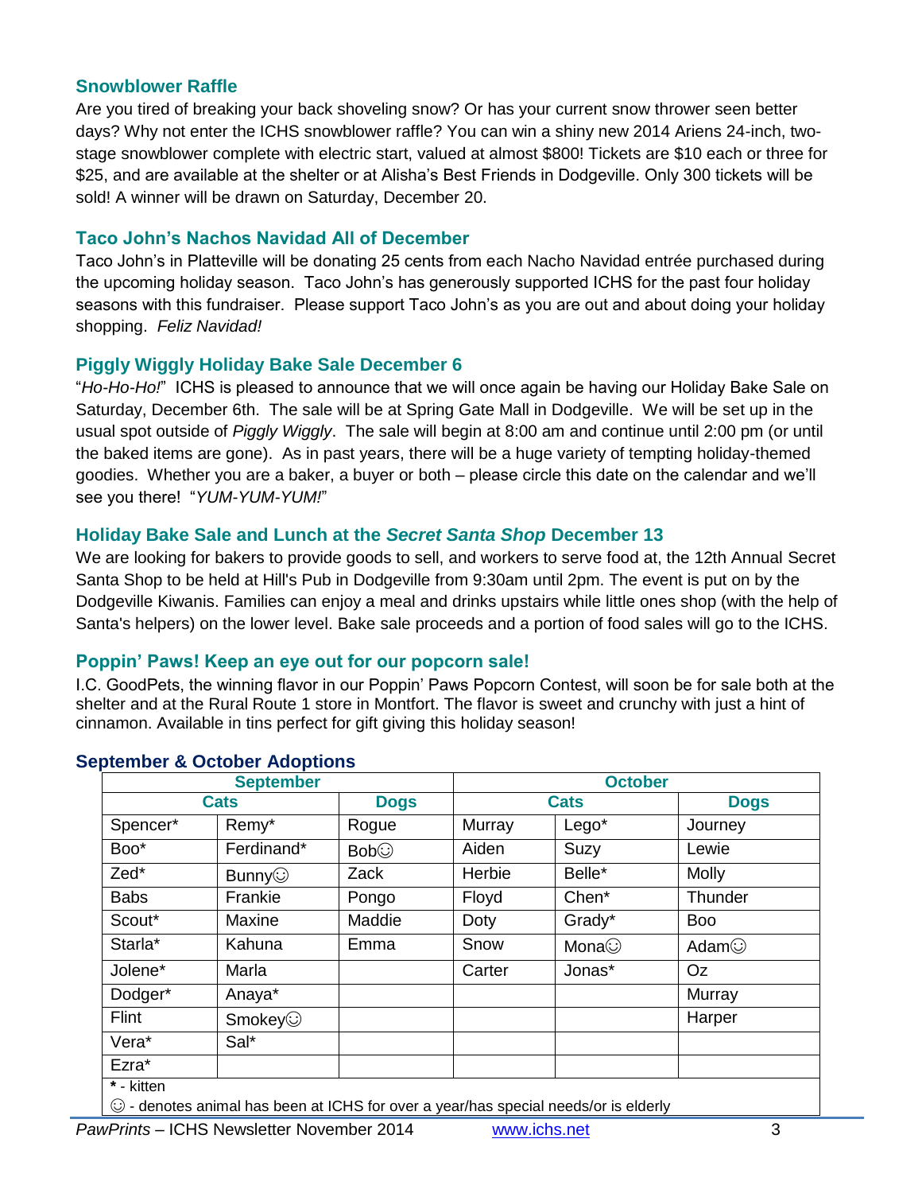### Snowblower Raffle

Are you tired of breaking your back shoveling snow? Or has your current snow thrower seen better days? Why not enter the ICHS snowblower raffle? You can win a shiny new 2014 Ariens 24-inch, two-stage snowblower complete with electric start, valued at almost $800! Tickets are $10 each or three for $25, and are available at the shelter or at Alisha's Best Friends in Dodgeville. Only 300 tickets will be sold! A winner will be drawn on Saturday, December 20.

### Taco John's Nachos Navidad All of December

Taco John's in Platteville will be donating 25 cents from each Nacho Navidad entrée purchased during the upcoming holiday season. Taco John's has generously supported ICHS for the past four holiday seasons with this fundraiser. Please support Taco John's as you are out and about doing your holiday shopping. *Feliz Navidad!*

### Piggly Wiggly Holiday Bake Sale December 6

"*Ho-Ho-Ho!*" ICHS is pleased to announce that we will once again be having our Holiday Bake Sale on Saturday, December 6th. The sale will be at Spring Gate Mall in Dodgeville. We will be set up in the usual spot outside of *Piggly Wiggly*. The sale will begin at 8:00 am and continue until 2:00 pm (or until the baked items are gone). As in past years, there will be a huge variety of tempting holiday-themed goodies. Whether you are a baker, a buyer or both – please circle this date on the calendar and we'll see you there! "*YUM-YUM-YUM!*"

### Holiday Bake Sale and Lunch at the *Secret Santa Shop* December 13

We are looking for bakers to provide goods to sell, and workers to serve food at, the 12th Annual Secret Santa Shop to be held at Hill's Pub in Dodgeville from 9:30am until 2pm. The event is put on by the Dodgeville Kiwanis. Families can enjoy a meal and drinks upstairs while little ones shop (with the help of Santa's helpers) on the lower level. Bake sale proceeds and a portion of food sales will go to the ICHS.

### Poppin' Paws! Keep an eye out for our popcorn sale!

I.C. GoodPets, the winning flavor in our Poppin' Paws Popcorn Contest, will soon be for sale both at the shelter and at the Rural Route 1 store in Montfort. The flavor is sweet and crunchy with just a hint of cinnamon. Available in tins perfect for gift giving this holiday season!

### September & October Adoptions

| September | | | October | | |
|---|---|---|---|---|---|
| Cats | | Dogs | Cats | | Dogs |
| Spencer* | Remy* | Rogue | Murray | Lego* | Journey |
| Boo* | Ferdinand* | Bob☺ | Aiden | Suzy | Lewie |
| Zed* | Bunny☺ | Zack | Herbie | Belle* | Molly |
| Babs | Frankie | Pongo | Floyd | Chen* | Thunder |
| Scout* | Maxine | Maddie | Doty | Grady* | Boo |
| Starla* | Kahuna | Emma | Snow | Mona☺ | Adam☺ |
| Jolene* | Marla | | Carter | Jonas* | Oz |
| Dodger* | Anaya* | | | | Murray |
| Flint | Smokey☺ | | | | Harper |
| Vera* | Sal* | | | | |
| Ezra* | | | | | |

**\*** - kitten

☺ - denotes animal has been at ICHS for over a year/has special needs/or is elderly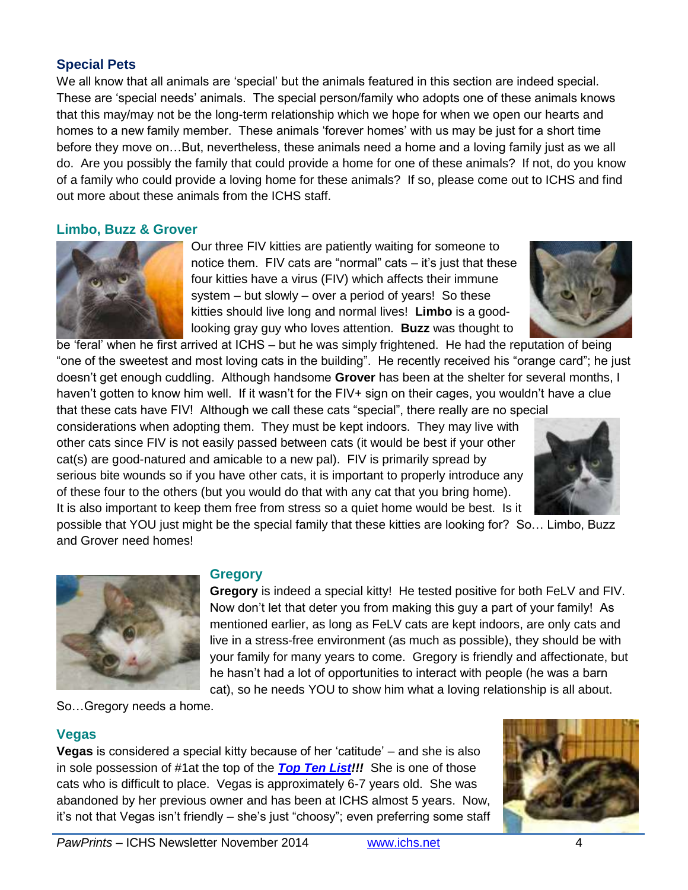## Special Pets

We all know that all animals are 'special' but the animals featured in this section are indeed special. These are 'special needs' animals. The special person/family who adopts one of these animals knows that this may/may not be the long-term relationship which we hope for when we open our hearts and homes to a new family member. These animals 'forever homes' with us may be just for a short time before they move on…But, nevertheless, these animals need a home and a loving family just as we all do. Are you possibly the family that could provide a home for one of these animals? If not, do you know of a family who could provide a loving home for these animals? If so, please come out to ICHS and find out more about these animals from the ICHS staff.

### Limbo, Buzz & Grover

Our three FIV kitties are patiently waiting for someone to notice them. FIV cats are "normal" cats – it's just that these four kitties have a virus (FIV) which affects their immune system – but slowly – over a period of years! So these kitties should live long and normal lives! **Limbo** is a good-looking gray guy who loves attention. **Buzz** was thought to be 'feral' when he first arrived at ICHS – but he was simply frightened. He had the reputation of being "one of the sweetest and most loving cats in the building". He recently received his "orange card"; he just doesn't get enough cuddling. Although handsome **Grover** has been at the shelter for several months, I haven't gotten to know him well. If it wasn't for the FIV+ sign on their cages, you wouldn't have a clue that these cats have FIV! Although we call these cats "special", there really are no special considerations when adopting them. They must be kept indoors. They may live with other cats since FIV is not easily passed between cats (it would be best if your other cat(s) are good-natured and amicable to a new pal). FIV is primarily spread by serious bite wounds so if you have other cats, it is important to properly introduce any of these four to the others (but you would do that with any cat that you bring home). It is also important to keep them free from stress so a quiet home would be best. Is it possible that YOU just might be the special family that these kitties are looking for? So… Limbo, Buzz and Grover need homes!

### Gregory

**Gregory** is indeed a special kitty! He tested positive for both FeLV and FIV. Now don't let that deter you from making this guy a part of your family! As mentioned earlier, as long as FeLV cats are kept indoors, are only cats and live in a stress-free environment (as much as possible), they should be with your family for many years to come. Gregory is friendly and affectionate, but he hasn't had a lot of opportunities to interact with people (he was a barn cat), so he needs YOU to show him what a loving relationship is all about. So…Gregory needs a home.

### Vegas

**Vegas** is considered a special kitty because of her 'catitude' – and she is also in sole possession of #1at the top of the ***Top Ten List!!!*** She is one of those cats who is difficult to place. Vegas is approximately 6-7 years old. She was abandoned by her previous owner and has been at ICHS almost 5 years. Now, it's not that Vegas isn't friendly – she's just "choosy"; even preferring some staff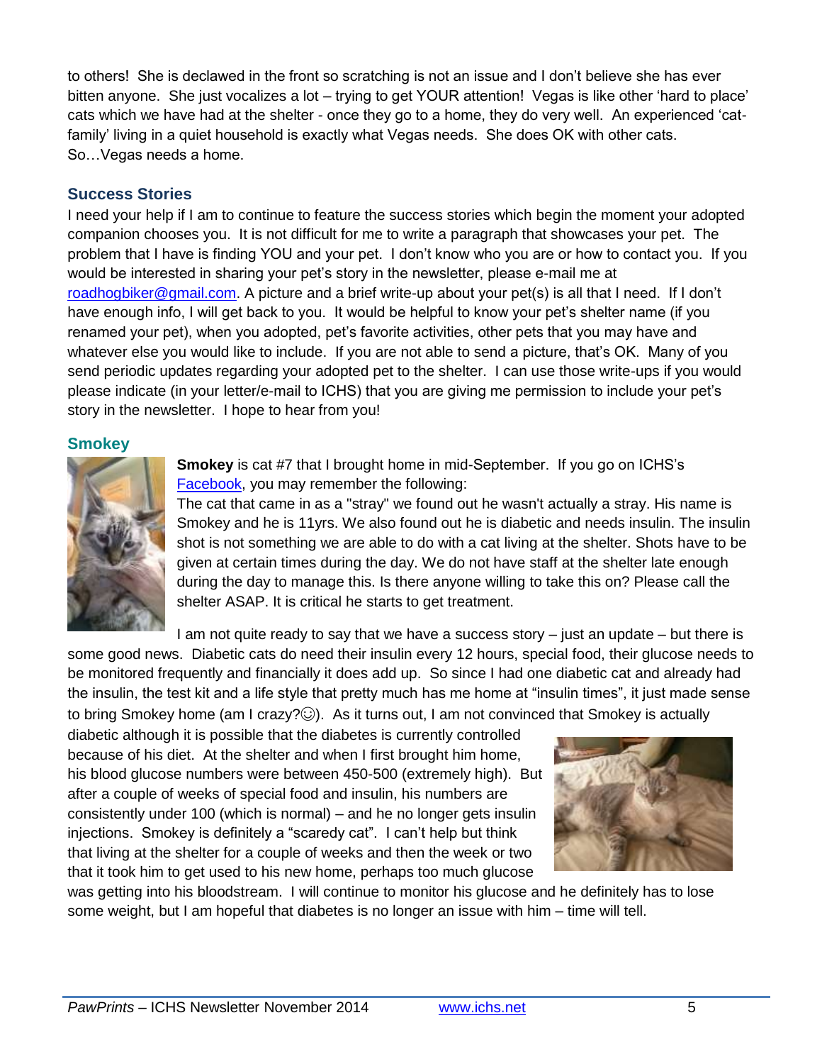to others! She is declawed in the front so scratching is not an issue and I don't believe she has ever bitten anyone. She just vocalizes a lot – trying to get YOUR attention! Vegas is like other 'hard to place' cats which we have had at the shelter - once they go to a home, they do very well. An experienced 'cat-family' living in a quiet household is exactly what Vegas needs. She does OK with other cats. So…Vegas needs a home.

### Success Stories

I need your help if I am to continue to feature the success stories which begin the moment your adopted companion chooses you. It is not difficult for me to write a paragraph that showcases your pet. The problem that I have is finding YOU and your pet. I don't know who you are or how to contact you. If you would be interested in sharing your pet's story in the newsletter, please e-mail me at roadhogbiker@gmail.com. A picture and a brief write-up about your pet(s) is all that I need. If I don't have enough info, I will get back to you. It would be helpful to know your pet's shelter name (if you renamed your pet), when you adopted, pet's favorite activities, other pets that you may have and whatever else you would like to include. If you are not able to send a picture, that's OK. Many of you send periodic updates regarding your adopted pet to the shelter. I can use those write-ups if you would please indicate (in your letter/e-mail to ICHS) that you are giving me permission to include your pet's story in the newsletter. I hope to hear from you!

### Smokey

**Smokey** is cat #7 that I brought home in mid-September. If you go on ICHS's Facebook, you may remember the following:

The cat that came in as a "stray" we found out he wasn't actually a stray. His name is Smokey and he is 11yrs. We also found out he is diabetic and needs insulin. The insulin shot is not something we are able to do with a cat living at the shelter. Shots have to be given at certain times during the day. We do not have staff at the shelter late enough during the day to manage this. Is there anyone willing to take this on? Please call the shelter ASAP. It is critical he starts to get treatment.

I am not quite ready to say that we have a success story – just an update – but there is some good news. Diabetic cats do need their insulin every 12 hours, special food, their glucose needs to be monitored frequently and financially it does add up. So since I had one diabetic cat and already had the insulin, the test kit and a life style that pretty much has me home at "insulin times", it just made sense to bring Smokey home (am I crazy?☺). As it turns out, I am not convinced that Smokey is actually diabetic although it is possible that the diabetes is currently controlled because of his diet. At the shelter and when I first brought him home, his blood glucose numbers were between 450-500 (extremely high). But after a couple of weeks of special food and insulin, his numbers are consistently under 100 (which is normal) – and he no longer gets insulin injections. Smokey is definitely a "scaredy cat". I can't help but think that living at the shelter for a couple of weeks and then the week or two that it took him to get used to his new home, perhaps too much glucose was getting into his bloodstream. I will continue to monitor his glucose and he definitely has to lose some weight, but I am hopeful that diabetes is no longer an issue with him – time will tell.